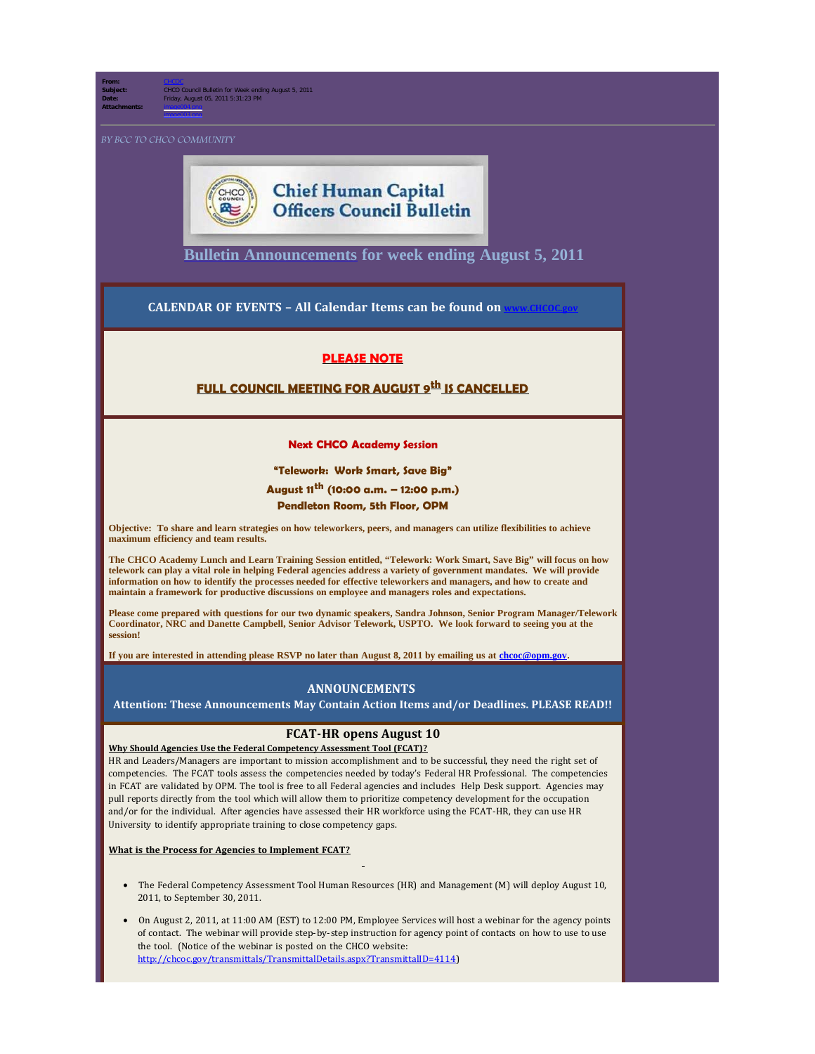**From:** CHCOC
**Subject:** CHCO Council Bulletin for Week ending August 5, 2011
**Date:** Friday, August 05, 2011 5:31:23 PM
**Attachments:** image004.png
image003.png

*BY BCC TO CHCO COMMUNITY*

# Chief Human Capital Officers Council Bulletin

## Bulletin Announcements for week ending August 5, 2011

### CALENDAR OF EVENTS – All Calendar Items can be found on www.CHCOC.gov

**PLEASE NOTE**

**FULL COUNCIL MEETING FOR AUGUST 9th IS CANCELLED**

**Next CHCO Academy Session**

**"Telework: Work Smart, Save Big"**

**August 11th (10:00 a.m. – 12:00 p.m.)**

**Pendleton Room, 5th Floor, OPM**

**Objective: To share and learn strategies on how teleworkers, peers, and managers can utilize flexibilities to achieve maximum efficiency and team results.**

**The CHCO Academy Lunch and Learn Training Session entitled, "Telework: Work Smart, Save Big" will focus on how telework can play a vital role in helping Federal agencies address a variety of government mandates. We will provide information on how to identify the processes needed for effective teleworkers and managers, and how to create and maintain a framework for productive discussions on employee and managers roles and expectations.**

**Please come prepared with questions for our two dynamic speakers, Sandra Johnson, Senior Program Manager/Telework Coordinator, NRC and Danette Campbell, Senior Advisor Telework, USPTO. We look forward to seeing you at the session!**

**If you are interested in attending please RSVP no later than August 8, 2011 by emailing us at chcoc@opm.gov.**

### ANNOUNCEMENTS

**Attention: These Announcements May Contain Action Items and/or Deadlines. PLEASE READ!!**

### FCAT-HR opens August 10

**Why Should Agencies Use the Federal Competency Assessment Tool (FCAT)?**

HR and Leaders/Managers are important to mission accomplishment and to be successful, they need the right set of competencies. The FCAT tools assess the competencies needed by today's Federal HR Professional. The competencies in FCAT are validated by OPM. The tool is free to all Federal agencies and includes Help Desk support. Agencies may pull reports directly from the tool which will allow them to prioritize competency development for the occupation and/or for the individual. After agencies have assessed their HR workforce using the FCAT-HR, they can use HR University to identify appropriate training to close competency gaps.

**What is the Process for Agencies to Implement FCAT?**

- The Federal Competency Assessment Tool Human Resources (HR) and Management (M) will deploy August 10, 2011, to September 30, 2011.
- On August 2, 2011, at 11:00 AM (EST) to 12:00 PM, Employee Services will host a webinar for the agency points of contact. The webinar will provide step-by-step instruction for agency point of contacts on how to use to use the tool. (Notice of the webinar is posted on the CHCO website: http://chcoc.gov/transmittals/TransmittalDetails.aspx?TransmittalID=4114)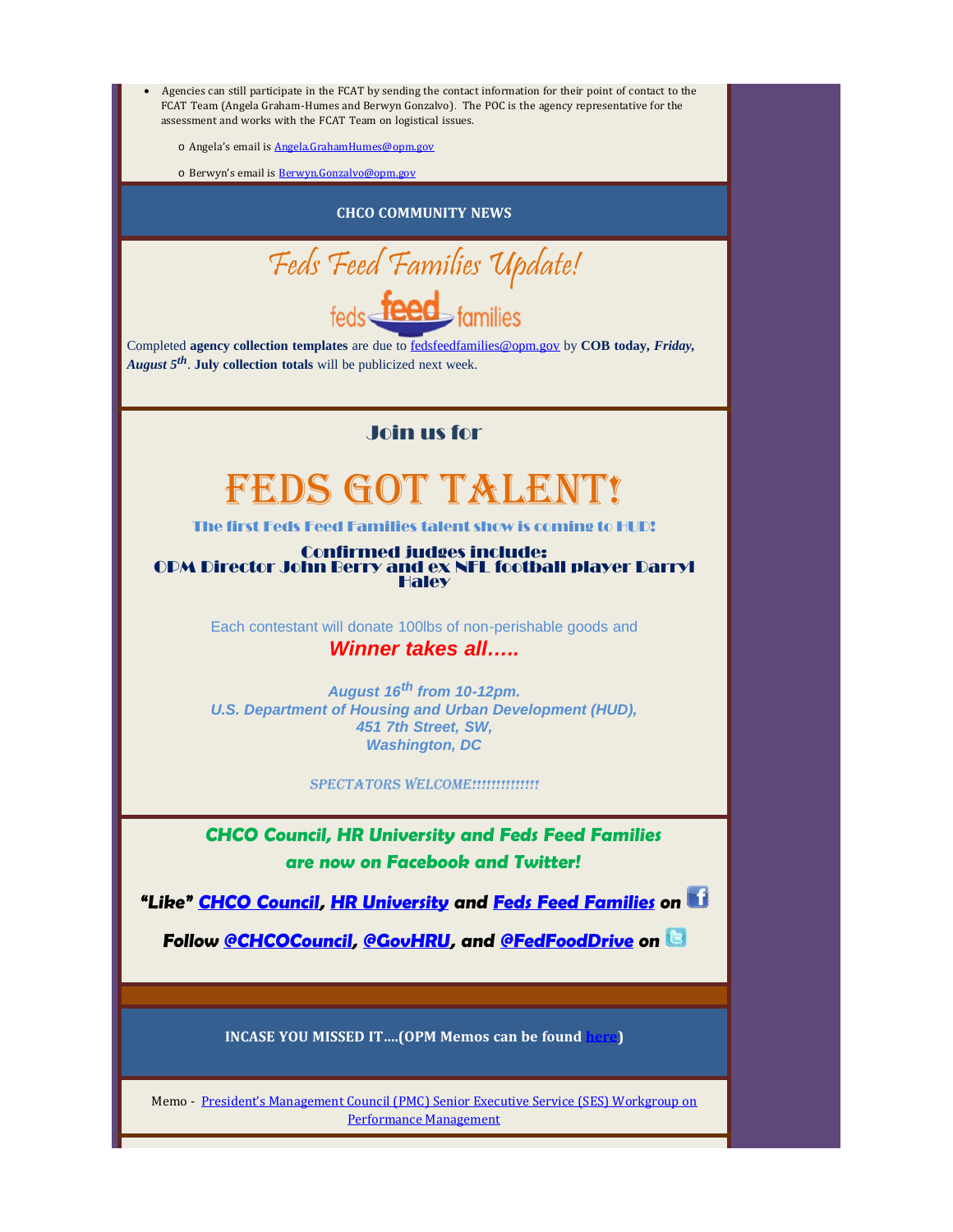- Agencies can still participate in the FCAT by sending the contact information for their point of contact to the FCAT Team (Angela Graham-Humes and Berwyn Gonzalvo). The POC is the agency representative for the assessment and works with the FCAT Team on logistical issues.
  - Angela's email is Angela.GrahamHumes@opm.gov
  - Berwyn's email is Berwyn.Gonzalvo@opm.gov

## CHCO COMMUNITY NEWS

### Feds Feed Families Update!

feds feed families

Completed **agency collection templates** are due to fedsfeedfamilies@opm.gov by **COB today, *Friday, August 5th***. **July collection totals** will be publicized next week.

Join us for

# FEDS GOT TALENT!

The first Feds Feed Families talent show is coming to HUD!

**Confirmed judges include:**
**OPM Director John Berry and ex NFL football player Darryl Haley**

Each contestant will donate 100lbs of non-perishable goods and

***Winner takes all…..***

***August 16th from 10-12pm.***
***U.S. Department of Housing and Urban Development (HUD),***
***451 7th Street, SW,***
***Washington, DC***

*SPECTATORS WELCOME!!!!!!!!!!!!!*

***CHCO Council, HR University and Feds Feed Families are now on Facebook and Twitter!***

***"Like" CHCO Council, HR University and Feds Feed Families on***

***Follow @CHCOCouncil, @GovHRU, and @FedFoodDrive on***

**INCASE YOU MISSED IT….(OPM Memos can be found here)**

Memo - President's Management Council (PMC) Senior Executive Service (SES) Workgroup on Performance Management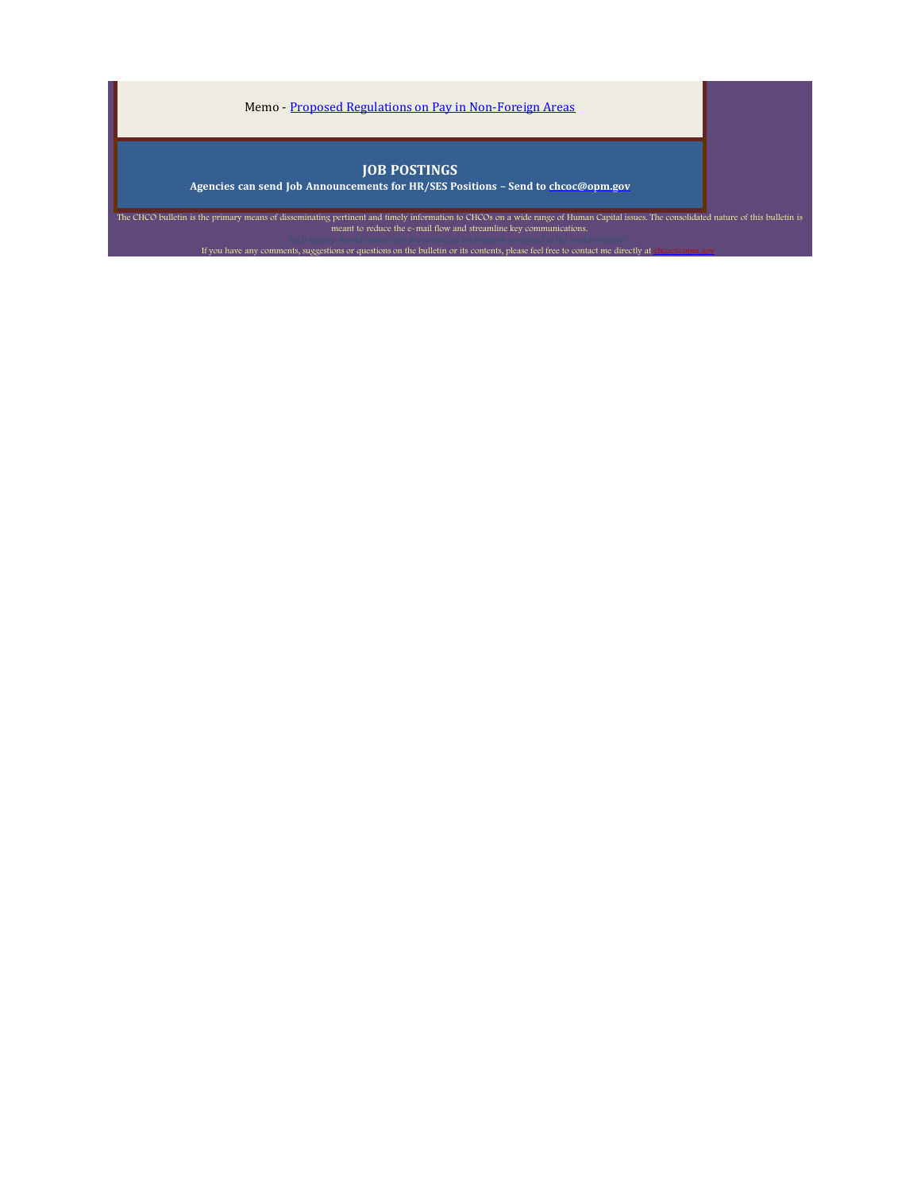Memo - [Proposed Regulations on Pay in Non-Foreign Areas]

## JOB POSTINGS

**Agencies can send Job Announcements for HR/SES Positions – Send to chcoc@opm.gov**

The CHCO bulletin is the primary means of disseminating pertinent and timely information to CHCOs on a wide range of Human Capital issues. The consolidated nature of this bulletin is meant to reduce the e-mail flow and streamline key communications.

Each agency should ensure they are getting all information contained in the weekly bulletin.

If you have any comments, suggestions or questions on the bulletin or its contents, please feel free to contact me directly at chcoc@opm.gov